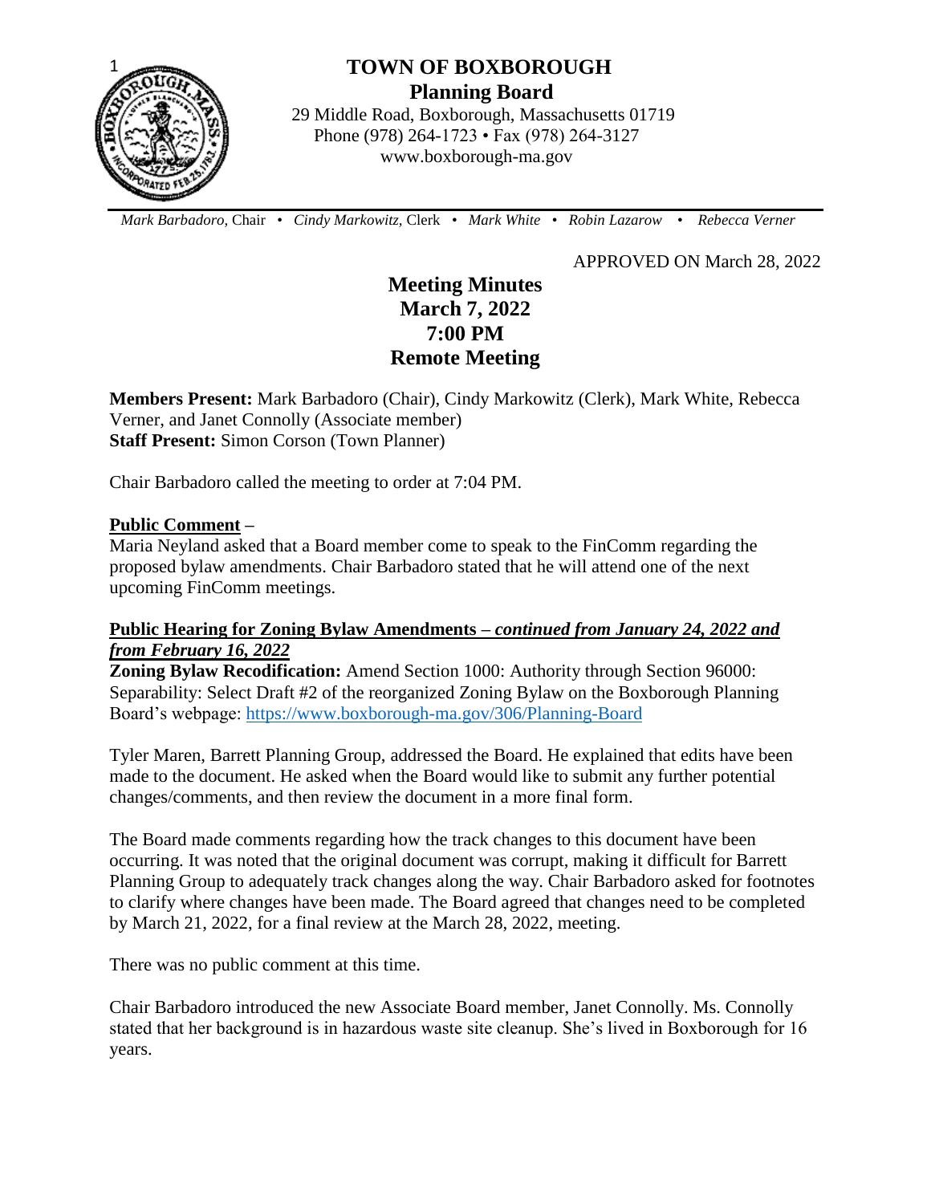# TOWN OF BOXBOROUGH

## Planning Board

29 Middle Road, Boxborough, Massachusetts 01719
Phone (978) 264-1723 • Fax (978) 264-3127
www.boxborough-ma.gov

*Mark Barbadoro,* Chair • *Cindy Markowitz,* Clerk • *Mark White* • *Robin Lazarow* • *Rebecca Verner*

APPROVED ON March 28, 2022

## Meeting Minutes
## March 7, 2022
## 7:00 PM
## Remote Meeting

**Members Present:** Mark Barbadoro (Chair), Cindy Markowitz (Clerk), Mark White, Rebecca Verner, and Janet Connolly (Associate member)
**Staff Present:** Simon Corson (Town Planner)

Chair Barbadoro called the meeting to order at 7:04 PM.

**Public Comment** –
Maria Neyland asked that a Board member come to speak to the FinComm regarding the proposed bylaw amendments. Chair Barbadoro stated that he will attend one of the next upcoming FinComm meetings.

**Public Hearing for Zoning Bylaw Amendments – *continued from January 24, 2022 and from February 16, 2022***
**Zoning Bylaw Recodification:** Amend Section 1000: Authority through Section 96000: Separability: Select Draft #2 of the reorganized Zoning Bylaw on the Boxborough Planning Board's webpage: https://www.boxborough-ma.gov/306/Planning-Board

Tyler Maren, Barrett Planning Group, addressed the Board. He explained that edits have been made to the document. He asked when the Board would like to submit any further potential changes/comments, and then review the document in a more final form.

The Board made comments regarding how the track changes to this document have been occurring. It was noted that the original document was corrupt, making it difficult for Barrett Planning Group to adequately track changes along the way. Chair Barbadoro asked for footnotes to clarify where changes have been made. The Board agreed that changes need to be completed by March 21, 2022, for a final review at the March 28, 2022, meeting.

There was no public comment at this time.

Chair Barbadoro introduced the new Associate Board member, Janet Connolly. Ms. Connolly stated that her background is in hazardous waste site cleanup. She's lived in Boxborough for 16 years.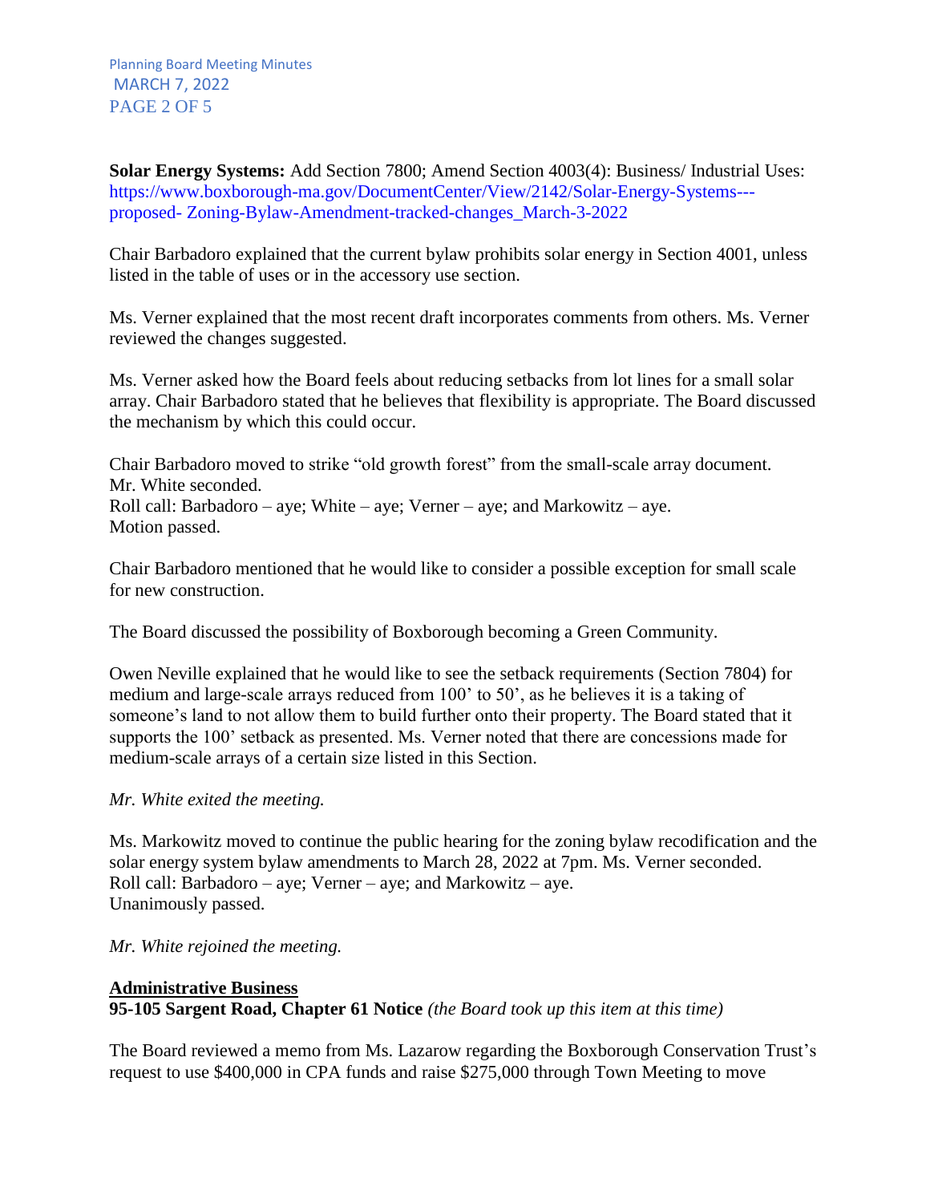**Solar Energy Systems:** Add Section 7800; Amend Section 4003(4): Business/ Industrial Uses: https://www.boxborough-ma.gov/DocumentCenter/View/2142/Solar-Energy-Systems---proposed- Zoning-Bylaw-Amendment-tracked-changes_March-3-2022

Chair Barbadoro explained that the current bylaw prohibits solar energy in Section 4001, unless listed in the table of uses or in the accessory use section.

Ms. Verner explained that the most recent draft incorporates comments from others. Ms. Verner reviewed the changes suggested.

Ms. Verner asked how the Board feels about reducing setbacks from lot lines for a small solar array. Chair Barbadoro stated that he believes that flexibility is appropriate. The Board discussed the mechanism by which this could occur.

Chair Barbadoro moved to strike "old growth forest" from the small-scale array document.
Mr. White seconded.
Roll call: Barbadoro – aye; White – aye; Verner – aye; and Markowitz – aye.
Motion passed.

Chair Barbadoro mentioned that he would like to consider a possible exception for small scale for new construction.

The Board discussed the possibility of Boxborough becoming a Green Community.

Owen Neville explained that he would like to see the setback requirements (Section 7804) for medium and large-scale arrays reduced from 100' to 50', as he believes it is a taking of someone's land to not allow them to build further onto their property. The Board stated that it supports the 100' setback as presented. Ms. Verner noted that there are concessions made for medium-scale arrays of a certain size listed in this Section.

*Mr. White exited the meeting.*

Ms. Markowitz moved to continue the public hearing for the zoning bylaw recodification and the solar energy system bylaw amendments to March 28, 2022 at 7pm. Ms. Verner seconded.
Roll call: Barbadoro – aye; Verner – aye; and Markowitz – aye.
Unanimously passed.

*Mr. White rejoined the meeting.*

## Administrative Business

**95-105 Sargent Road, Chapter 61 Notice** *(the Board took up this item at this time)*

The Board reviewed a memo from Ms. Lazarow regarding the Boxborough Conservation Trust's request to use $400,000 in CPA funds and raise $275,000 through Town Meeting to move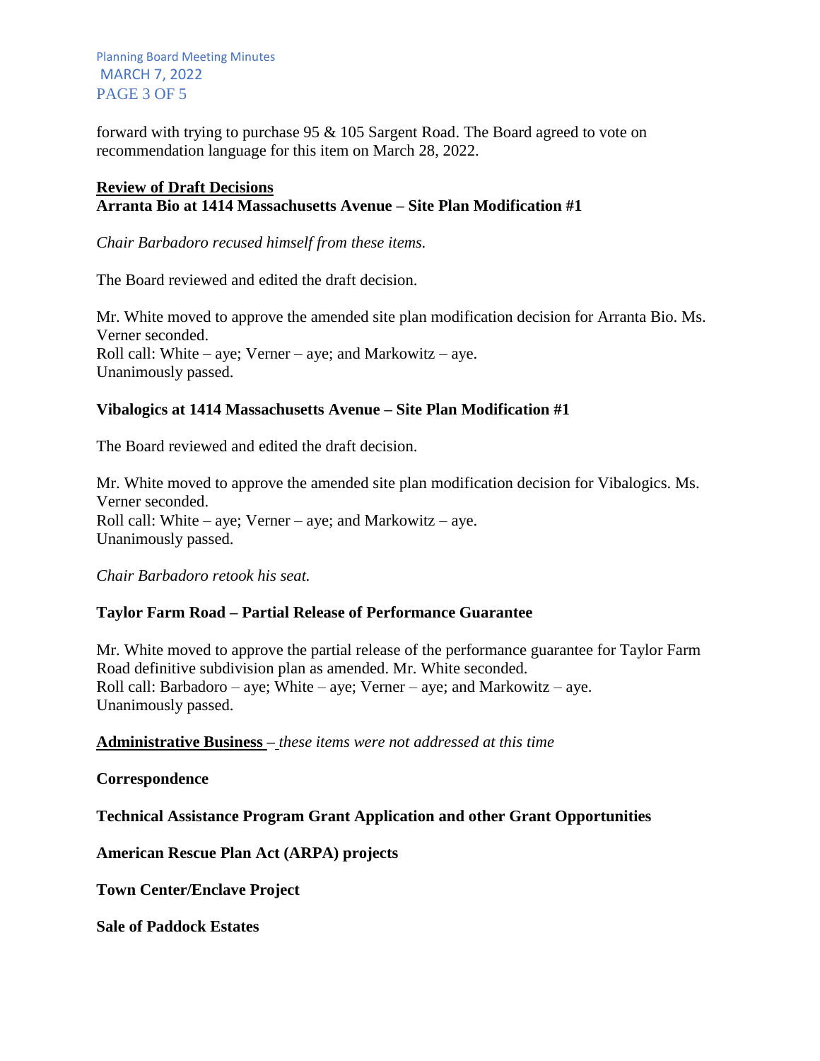forward with trying to purchase 95 & 105 Sargent Road. The Board agreed to vote on recommendation language for this item on March 28, 2022.

## Review of Draft Decisions

### Arranta Bio at 1414 Massachusetts Avenue – Site Plan Modification #1

*Chair Barbadoro recused himself from these items.*

The Board reviewed and edited the draft decision.

Mr. White moved to approve the amended site plan modification decision for Arranta Bio. Ms. Verner seconded.
Roll call: White – aye; Verner – aye; and Markowitz – aye.
Unanimously passed.

### Vibalogics at 1414 Massachusetts Avenue – Site Plan Modification #1

The Board reviewed and edited the draft decision.

Mr. White moved to approve the amended site plan modification decision for Vibalogics. Ms. Verner seconded.
Roll call: White – aye; Verner – aye; and Markowitz – aye.
Unanimously passed.

*Chair Barbadoro retook his seat.*

### Taylor Farm Road – Partial Release of Performance Guarantee

Mr. White moved to approve the partial release of the performance guarantee for Taylor Farm Road definitive subdivision plan as amended. Mr. White seconded.
Roll call: Barbadoro – aye; White – aye; Verner – aye; and Markowitz – aye.
Unanimously passed.

## Administrative Business – *these items were not addressed at this time*

### Correspondence

### Technical Assistance Program Grant Application and other Grant Opportunities

### American Rescue Plan Act (ARPA) projects

### Town Center/Enclave Project

### Sale of Paddock Estates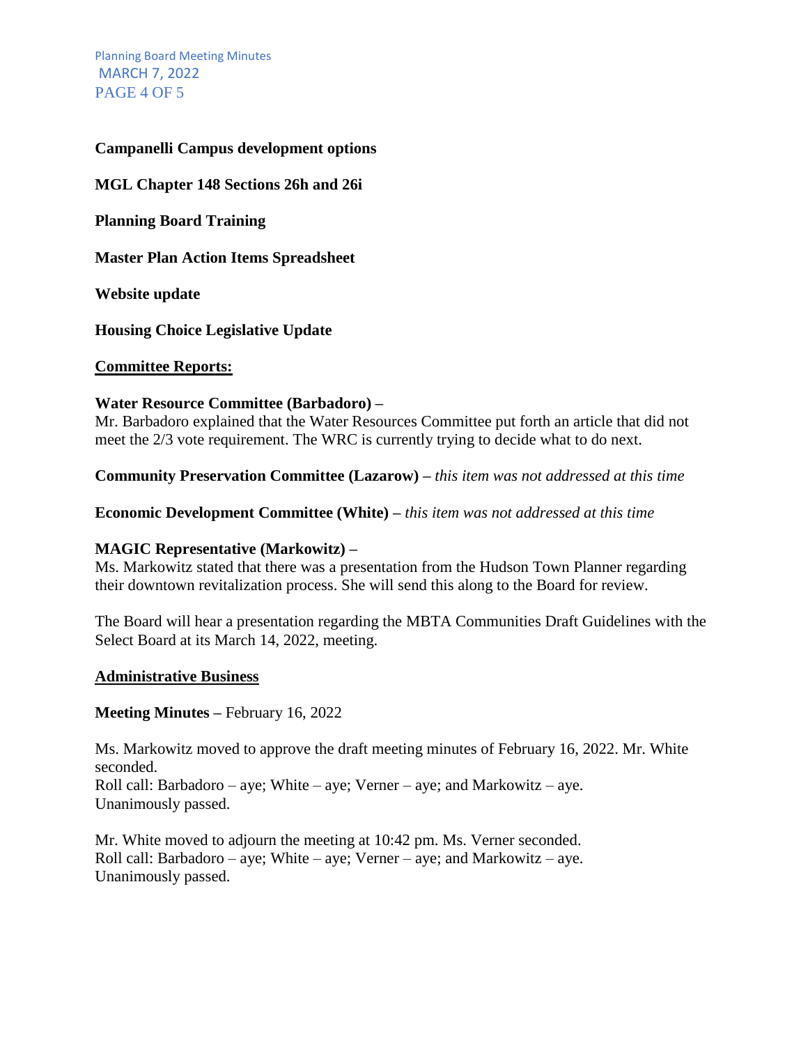**Campanelli Campus development options**

**MGL Chapter 148 Sections 26h and 26i**

**Planning Board Training**

**Master Plan Action Items Spreadsheet**

**Website update**

**Housing Choice Legislative Update**

**<u>Committee Reports:</u>**

**Water Resource Committee (Barbadoro) –**
Mr. Barbadoro explained that the Water Resources Committee put forth an article that did not meet the 2/3 vote requirement. The WRC is currently trying to decide what to do next.

**Community Preservation Committee (Lazarow) –** *this item was not addressed at this time*

**Economic Development Committee (White) –** *this item was not addressed at this time*

**MAGIC Representative (Markowitz) –**
Ms. Markowitz stated that there was a presentation from the Hudson Town Planner regarding their downtown revitalization process. She will send this along to the Board for review.

The Board will hear a presentation regarding the MBTA Communities Draft Guidelines with the Select Board at its March 14, 2022, meeting.

**<u>Administrative Business</u>**

**Meeting Minutes –** February 16, 2022

Ms. Markowitz moved to approve the draft meeting minutes of February 16, 2022. Mr. White seconded.
Roll call: Barbadoro – aye; White – aye; Verner – aye; and Markowitz – aye.
Unanimously passed.

Mr. White moved to adjourn the meeting at 10:42 pm. Ms. Verner seconded.
Roll call: Barbadoro – aye; White – aye; Verner – aye; and Markowitz – aye.
Unanimously passed.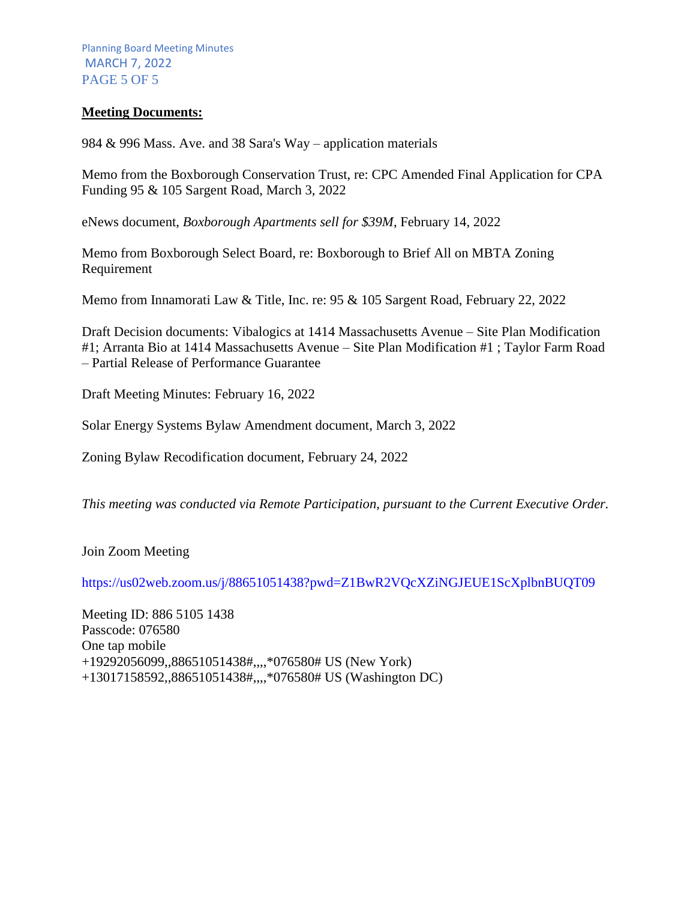**Meeting Documents:**

984 & 996 Mass. Ave. and 38 Sara's Way – application materials

Memo from the Boxborough Conservation Trust, re: CPC Amended Final Application for CPA Funding 95 & 105 Sargent Road, March 3, 2022

eNews document, *Boxborough Apartments sell for $39M*, February 14, 2022

Memo from Boxborough Select Board, re: Boxborough to Brief All on MBTA Zoning Requirement

Memo from Innamorati Law & Title, Inc. re: 95 & 105 Sargent Road, February 22, 2022

Draft Decision documents: Vibalogics at 1414 Massachusetts Avenue – Site Plan Modification #1; Arranta Bio at 1414 Massachusetts Avenue – Site Plan Modification #1 ; Taylor Farm Road – Partial Release of Performance Guarantee

Draft Meeting Minutes: February 16, 2022

Solar Energy Systems Bylaw Amendment document, March 3, 2022

Zoning Bylaw Recodification document, February 24, 2022

*This meeting was conducted via Remote Participation, pursuant to the Current Executive Order.*

Join Zoom Meeting

https://us02web.zoom.us/j/88651051438?pwd=Z1BwR2VQcXZiNGJEUE1ScXplbnBUQT09

Meeting ID: 886 5105 1438
Passcode: 076580
One tap mobile
+19292056099,,88651051438#,,,,*076580# US (New York)
+13017158592,,88651051438#,,,,*076580# US (Washington DC)